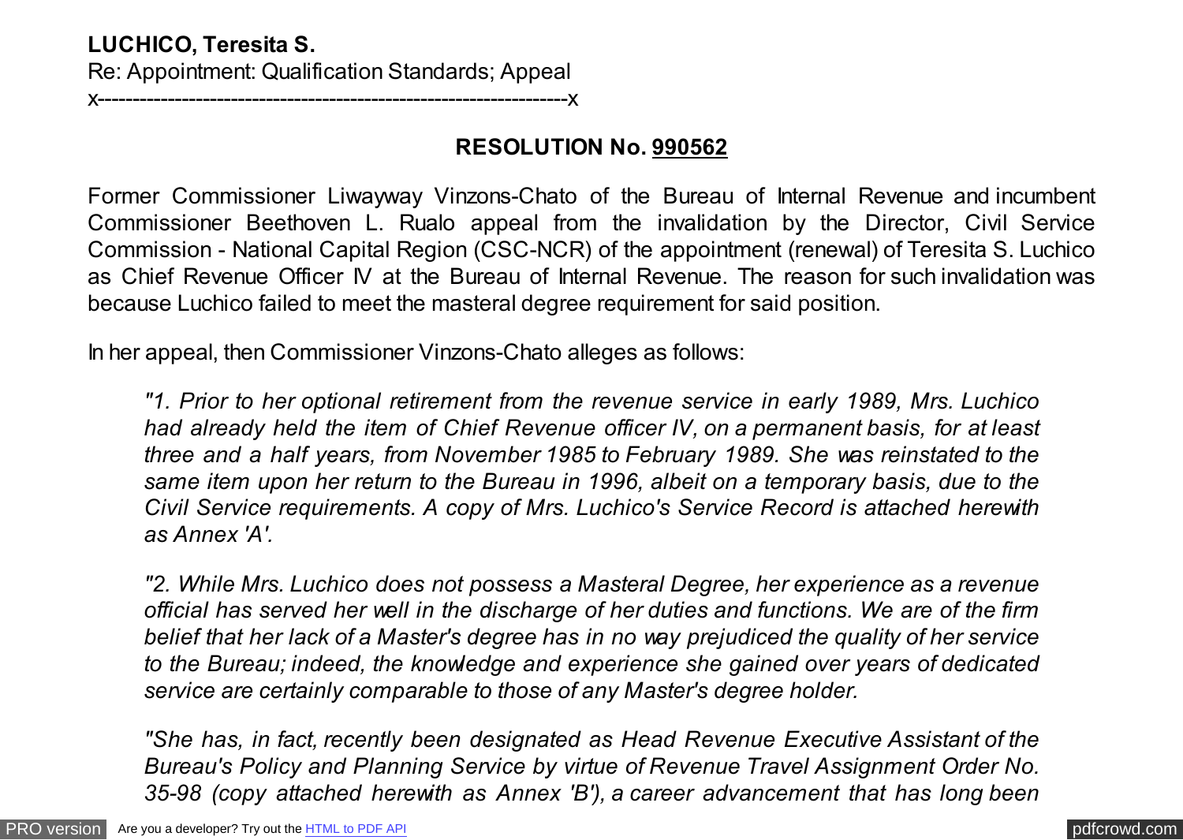**LUCHICO, Teresita S.**
Re: Appointment: Qualification Standards; Appeal
x----------------------------------------------------------------x

## RESOLUTION No. 990562

Former Commissioner Liwayway Vinzons-Chato of the Bureau of Internal Revenue and incumbent Commissioner Beethoven L. Rualo appeal from the invalidation by the Director, Civil Service Commission - National Capital Region (CSC-NCR) of the appointment (renewal) of Teresita S. Luchico as Chief Revenue Officer IV at the Bureau of Internal Revenue. The reason for such invalidation was because Luchico failed to meet the masteral degree requirement for said position.

In her appeal, then Commissioner Vinzons-Chato alleges as follows:

> *"1. Prior to her optional retirement from the revenue service in early 1989, Mrs. Luchico had already held the item of Chief Revenue officer IV, on a permanent basis, for at least three and a half years, from November 1985 to February 1989. She was reinstated to the same item upon her return to the Bureau in 1996, albeit on a temporary basis, due to the Civil Service requirements. A copy of Mrs. Luchico's Service Record is attached herewith as Annex 'A'.*
>
> *"2. While Mrs. Luchico does not possess a Masteral Degree, her experience as a revenue official has served her well in the discharge of her duties and functions. We are of the firm belief that her lack of a Master's degree has in no way prejudiced the quality of her service to the Bureau; indeed, the knowledge and experience she gained over years of dedicated service are certainly comparable to those of any Master's degree holder.*
>
> *"She has, in fact, recently been designated as Head Revenue Executive Assistant of the Bureau's Policy and Planning Service by virtue of Revenue Travel Assignment Order No. 35-98 (copy attached herewith as Annex 'B'), a career advancement that has long been*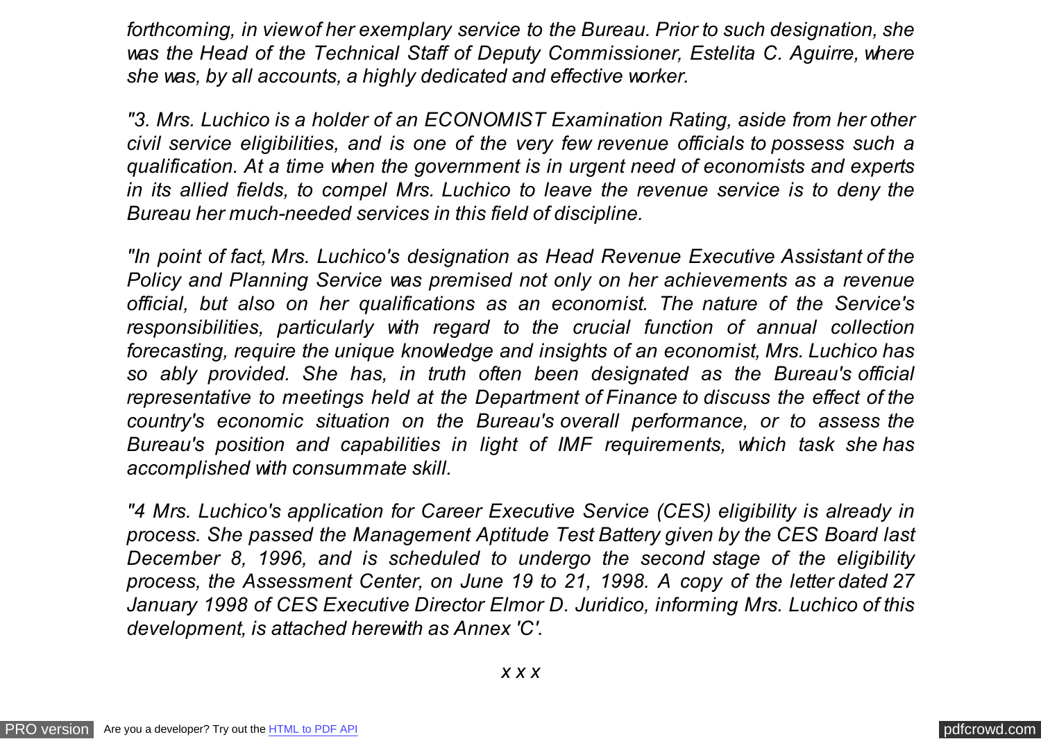*forthcoming, in view of her exemplary service to the Bureau. Prior to such designation, she was the Head of the Technical Staff of Deputy Commissioner, Estelita C. Aguirre, where she was, by all accounts, a highly dedicated and effective worker.*

*"3. Mrs. Luchico is a holder of an ECONOMIST Examination Rating, aside from her other civil service eligibilities, and is one of the very few revenue officials to possess such a qualification. At a time when the government is in urgent need of economists and experts in its allied fields, to compel Mrs. Luchico to leave the revenue service is to deny the Bureau her much-needed services in this field of discipline.*

*"In point of fact, Mrs. Luchico's designation as Head Revenue Executive Assistant of the Policy and Planning Service was premised not only on her achievements as a revenue official, but also on her qualifications as an economist. The nature of the Service's responsibilities, particularly with regard to the crucial function of annual collection forecasting, require the unique knowledge and insights of an economist, Mrs. Luchico has so ably provided. She has, in truth often been designated as the Bureau's official representative to meetings held at the Department of Finance to discuss the effect of the country's economic situation on the Bureau's overall performance, or to assess the Bureau's position and capabilities in light of IMF requirements, which task she has accomplished with consummate skill.*

*"4 Mrs. Luchico's application for Career Executive Service (CES) eligibility is already in process. She passed the Management Aptitude Test Battery given by the CES Board last December 8, 1996, and is scheduled to undergo the second stage of the eligibility process, the Assessment Center, on June 19 to 21, 1998. A copy of the letter dated 27 January 1998 of CES Executive Director Elmor D. Juridico, informing Mrs. Luchico of this development, is attached herewith as Annex 'C'.*

*x x x*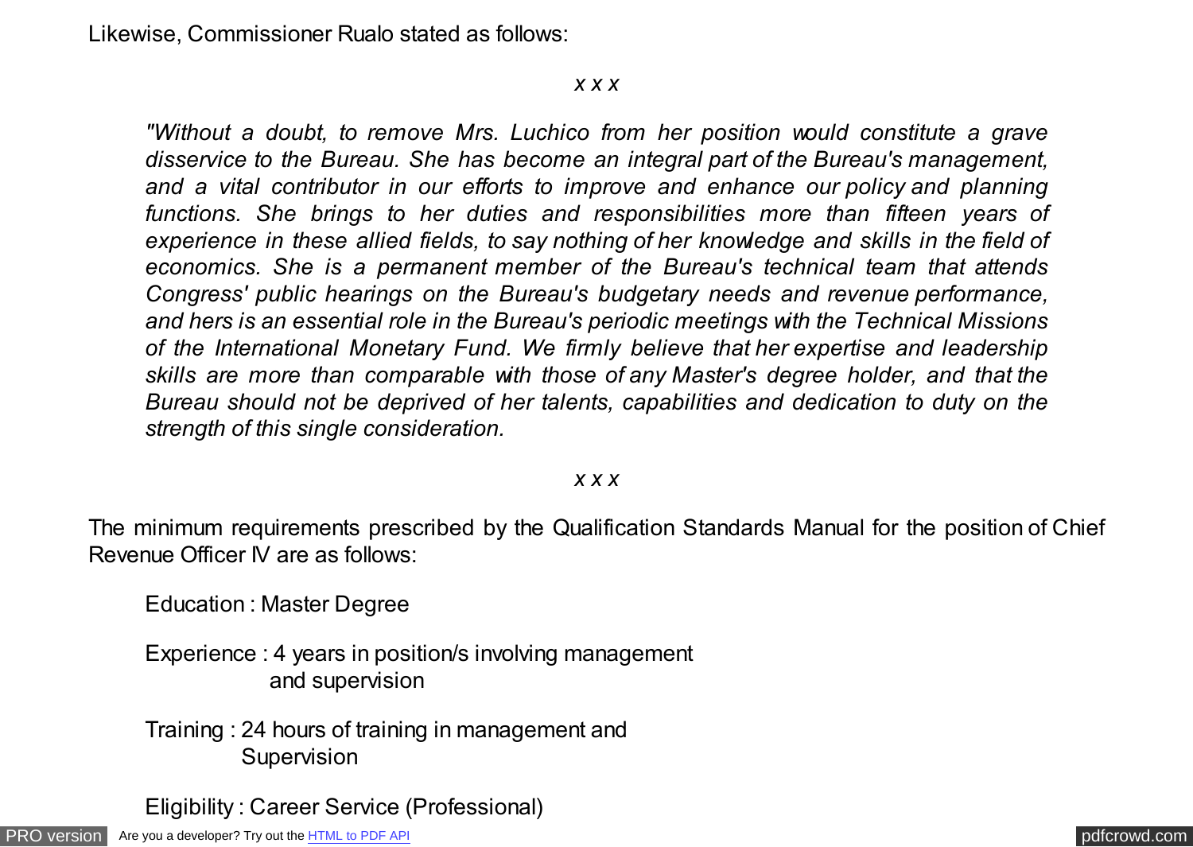Likewise, Commissioner Rualo stated as follows:

*x x x*

> *"Without a doubt, to remove Mrs. Luchico from her position would constitute a grave disservice to the Bureau. She has become an integral part of the Bureau's management, and a vital contributor in our efforts to improve and enhance our policy and planning functions. She brings to her duties and responsibilities more than fifteen years of experience in these allied fields, to say nothing of her knowledge and skills in the field of economics. She is a permanent member of the Bureau's technical team that attends Congress' public hearings on the Bureau's budgetary needs and revenue performance, and hers is an essential role in the Bureau's periodic meetings with the Technical Missions of the International Monetary Fund. We firmly believe that her expertise and leadership skills are more than comparable with those of any Master's degree holder, and that the Bureau should not be deprived of her talents, capabilities and dedication to duty on the strength of this single consideration.*

*x x x*

The minimum requirements prescribed by the Qualification Standards Manual for the position of Chief Revenue Officer IV are as follows:

Education : Master Degree

Experience : 4 years in position/s involving management and supervision

Training : 24 hours of training in management and Supervision

Eligibility : Career Service (Professional)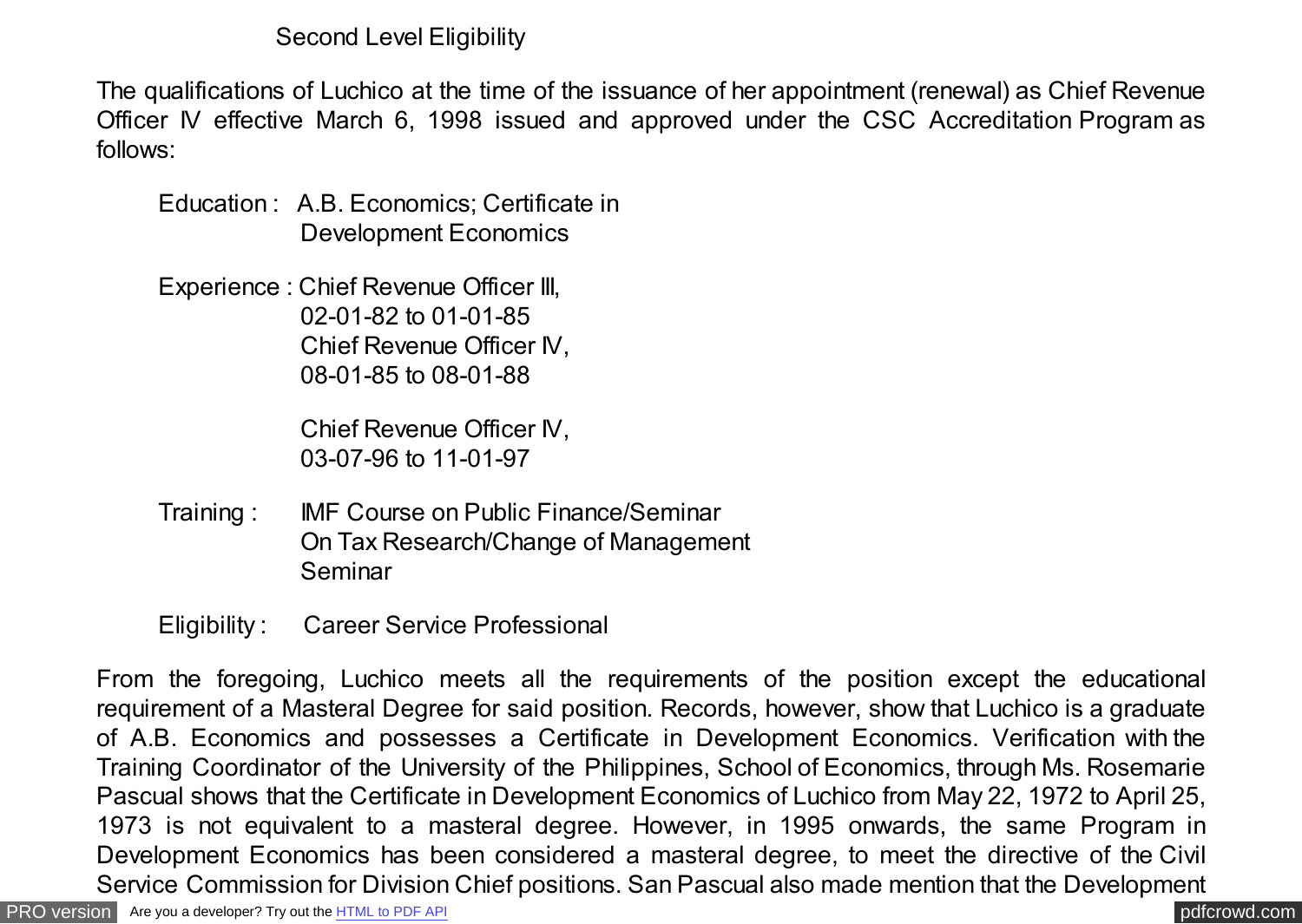Second Level Eligibility

The qualifications of Luchico at the time of the issuance of her appointment (renewal) as Chief Revenue Officer IV effective March 6, 1998 issued and approved under the CSC Accreditation Program as follows:

Education : A.B. Economics; Certificate in Development Economics

Experience : Chief Revenue Officer III, 02-01-82 to 01-01-85
Chief Revenue Officer IV, 08-01-85 to 08-01-88

Chief Revenue Officer IV, 03-07-96 to 11-01-97

Training : IMF Course on Public Finance/Seminar On Tax Research/Change of Management Seminar

Eligibility : Career Service Professional

From the foregoing, Luchico meets all the requirements of the position except the educational requirement of a Masteral Degree for said position. Records, however, show that Luchico is a graduate of A.B. Economics and possesses a Certificate in Development Economics. Verification with the Training Coordinator of the University of the Philippines, School of Economics, through Ms. Rosemarie Pascual shows that the Certificate in Development Economics of Luchico from May 22, 1972 to April 25, 1973 is not equivalent to a masteral degree. However, in 1995 onwards, the same Program in Development Economics has been considered a masteral degree, to meet the directive of the Civil Service Commission for Division Chief positions. San Pascual also made mention that the Development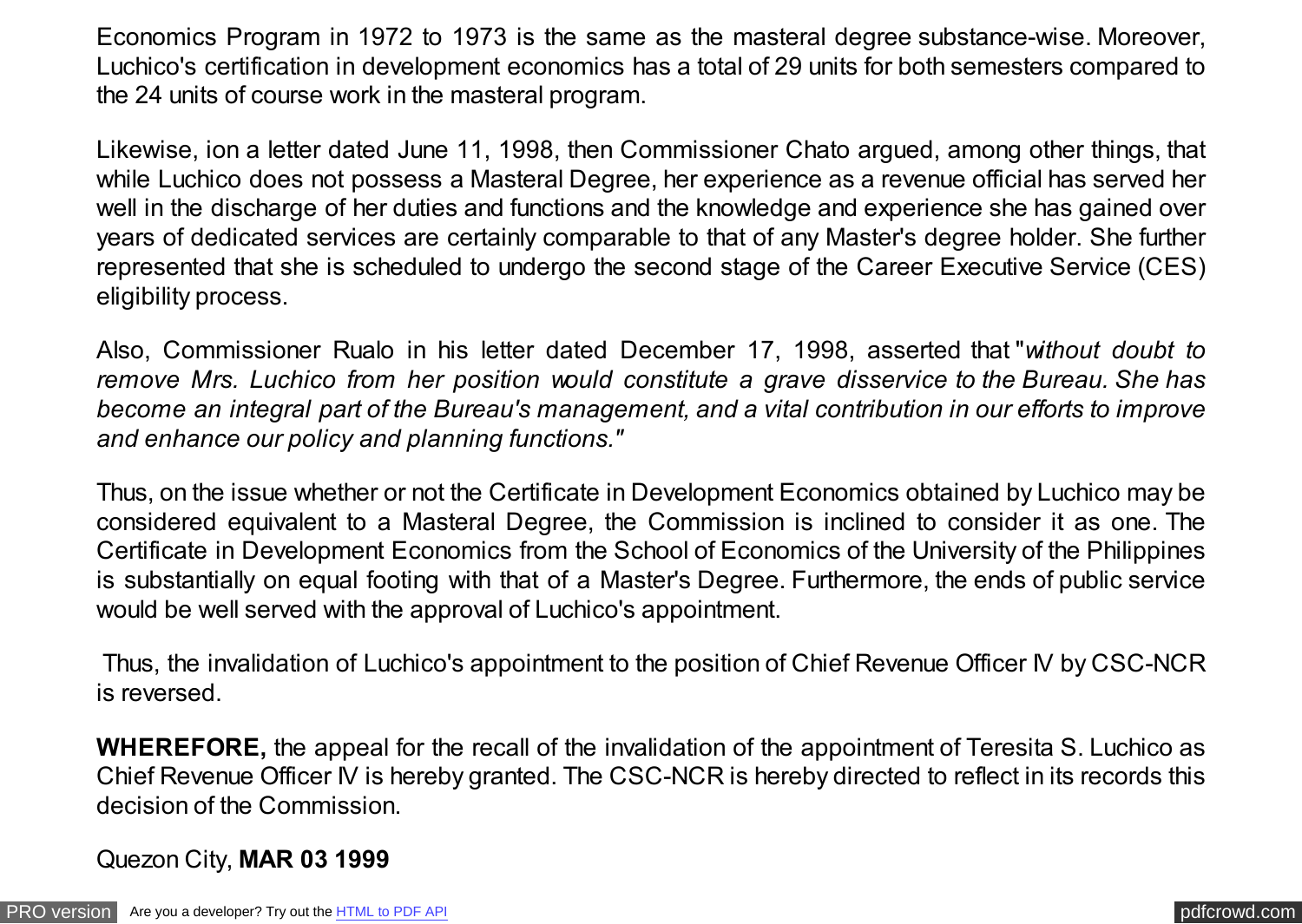Economics Program in 1972 to 1973 is the same as the masteral degree substance-wise. Moreover, Luchico's certification in development economics has a total of 29 units for both semesters compared to the 24 units of course work in the masteral program.

Likewise, ion a letter dated June 11, 1998, then Commissioner Chato argued, among other things, that while Luchico does not possess a Masteral Degree, her experience as a revenue official has served her well in the discharge of her duties and functions and the knowledge and experience she has gained over years of dedicated services are certainly comparable to that of any Master's degree holder. She further represented that she is scheduled to undergo the second stage of the Career Executive Service (CES) eligibility process.

Also, Commissioner Rualo in his letter dated December 17, 1998, asserted that "*without doubt to remove Mrs. Luchico from her position would constitute a grave disservice to the Bureau. She has become an integral part of the Bureau's management, and a vital contribution in our efforts to improve and enhance our policy and planning functions."*

Thus, on the issue whether or not the Certificate in Development Economics obtained by Luchico may be considered equivalent to a Masteral Degree, the Commission is inclined to consider it as one. The Certificate in Development Economics from the School of Economics of the University of the Philippines is substantially on equal footing with that of a Master's Degree. Furthermore, the ends of public service would be well served with the approval of Luchico's appointment.

Thus, the invalidation of Luchico's appointment to the position of Chief Revenue Officer IV by CSC-NCR is reversed.

**WHEREFORE,** the appeal for the recall of the invalidation of the appointment of Teresita S. Luchico as Chief Revenue Officer IV is hereby granted. The CSC-NCR is hereby directed to reflect in its records this decision of the Commission.

Quezon City, **MAR 03 1999**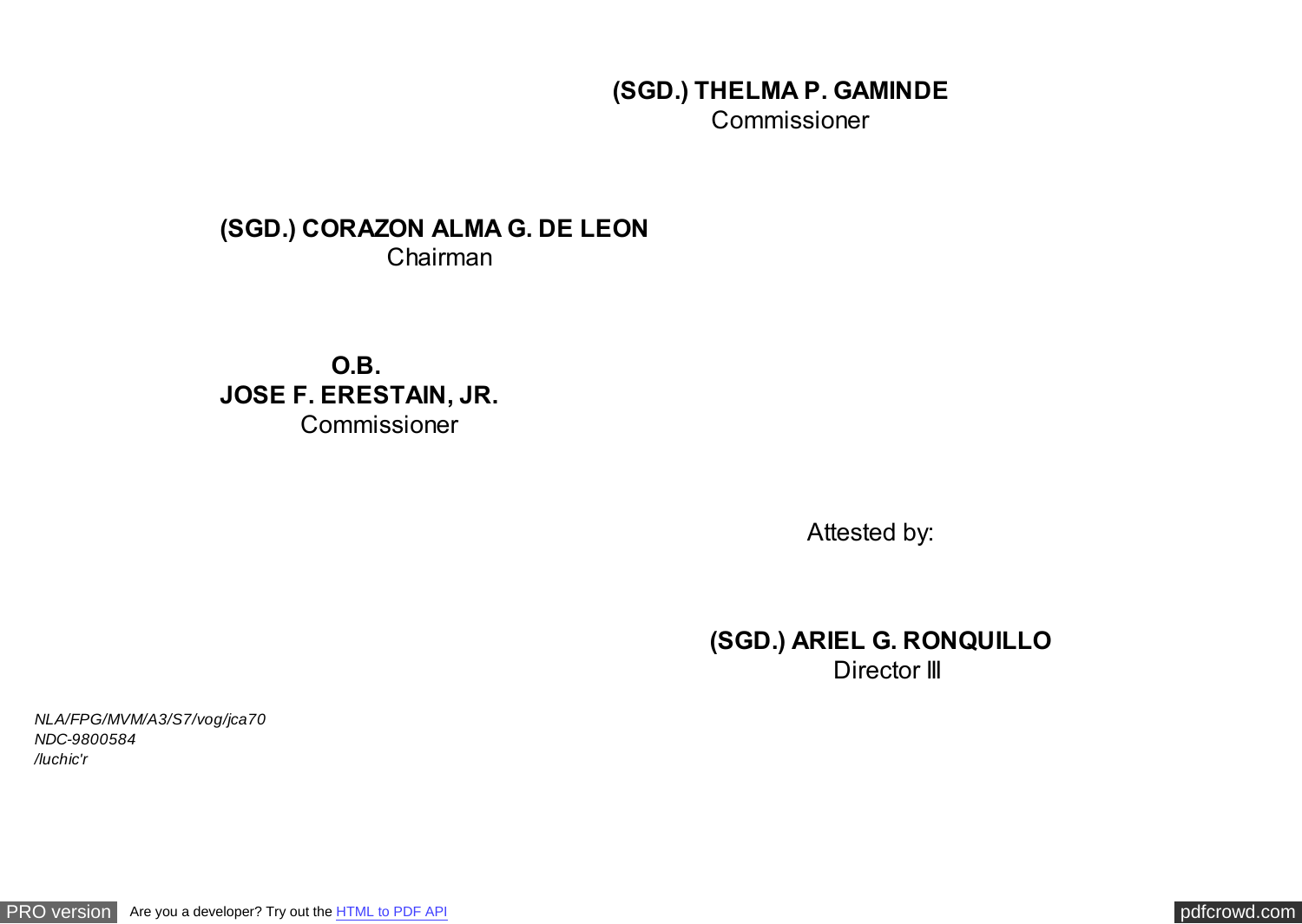**(SGD.) THELMA P. GAMINDE**
Commissioner

**(SGD.) CORAZON ALMA G. DE LEON**
Chairman

**O.B.**
**JOSE F. ERESTAIN, JR.**
Commissioner

Attested by:

**(SGD.) ARIEL G. RONQUILLO**
Director III

*NLA/FPG/MVM/A3/S7/vog/jca70*
*NDC-9800584*
*/luchic'r*